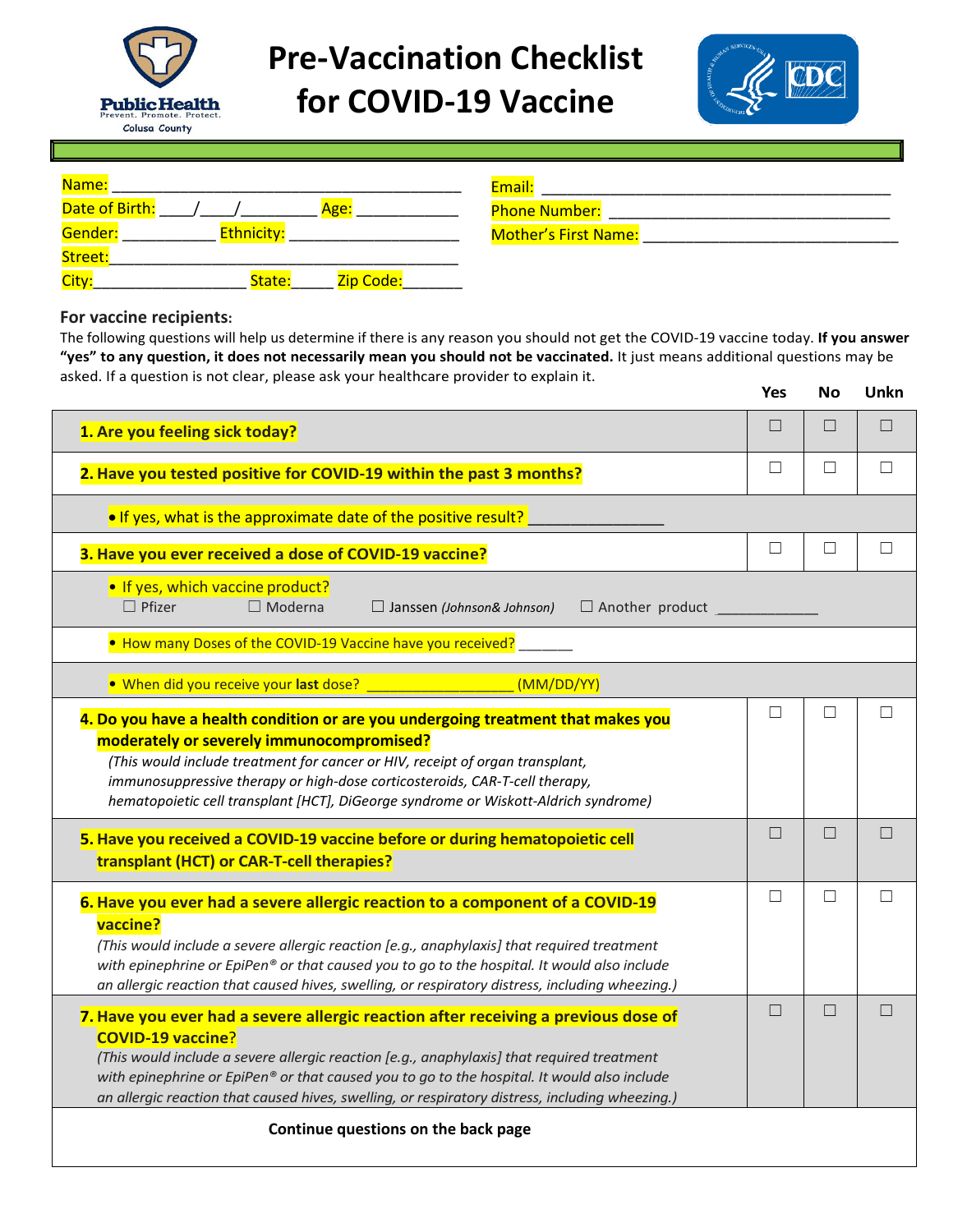Public Health
Prevent. Promote. Protect.
Colusa County

# Pre-Vaccination Checklist for COVID-19 Vaccine

CDC

Name: ________________________________________

Date of Birth: ____/____/________ Age: ___________

Gender: __________ Ethnicity: ___________________

Street: ________________________________________

City: _________________ State: _____ Zip Code: _______

Email: ________________________________________

Phone Number: ________________________________

Mother's First Name: ____________________________

**For vaccine recipients:**

The following questions will help us determine if there is any reason you should not get the COVID-19 vaccine today. **If you answer "yes" to any question, it does not necessarily mean you should not be vaccinated.** It just means additional questions may be asked. If a question is not clear, please ask your healthcare provider to explain it.

| | Yes | No | Unkn |
|---|---|---|---|
| **1. Are you feeling sick today?** | ☐ | ☐ | ☐ |
| **2. Have you tested positive for COVID-19 within the past 3 months?** | ☐ | ☐ | ☐ |
| • If yes, what is the approximate date of the positive result? _______________ | | | |
| **3. Have you ever received a dose of COVID-19 vaccine?** | ☐ | ☐ | ☐ |
| • If yes, which vaccine product?<br>☐ Pfizer ☐ Moderna ☐ Janssen *(Johnson& Johnson)* ☐ Another product ____________ | | | |
| • How many Doses of the COVID-19 Vaccine have you received? _______ | | | |
| • When did you receive your **last** dose? __________________ (MM/DD/YY) | | | |
| **4. Do you have a health condition or are you undergoing treatment that makes you moderately or severely immunocompromised?**<br>*(This would include treatment for cancer or HIV, receipt of organ transplant, immunosuppressive therapy or high-dose corticosteroids, CAR-T-cell therapy, hematopoietic cell transplant [HCT], DiGeorge syndrome or Wiskott-Aldrich syndrome)* | ☐ | ☐ | ☐ |
| **5. Have you received a COVID-19 vaccine before or during hematopoietic cell transplant (HCT) or CAR-T-cell therapies?** | ☐ | ☐ | ☐ |
| **6. Have you ever had a severe allergic reaction to a component of a COVID-19 vaccine?**<br>*(This would include a severe allergic reaction [e.g., anaphylaxis] that required treatment with epinephrine or EpiPen® or that caused you to go to the hospital. It would also include an allergic reaction that caused hives, swelling, or respiratory distress, including wheezing.)* | ☐ | ☐ | ☐ |
| **7. Have you ever had a severe allergic reaction after receiving a previous dose of COVID-19 vaccine?**<br>*(This would include a severe allergic reaction [e.g., anaphylaxis] that required treatment with epinephrine or EpiPen® or that caused you to go to the hospital. It would also include an allergic reaction that caused hives, swelling, or respiratory distress, including wheezing.)* | ☐ | ☐ | ☐ |

**Continue questions on the back page**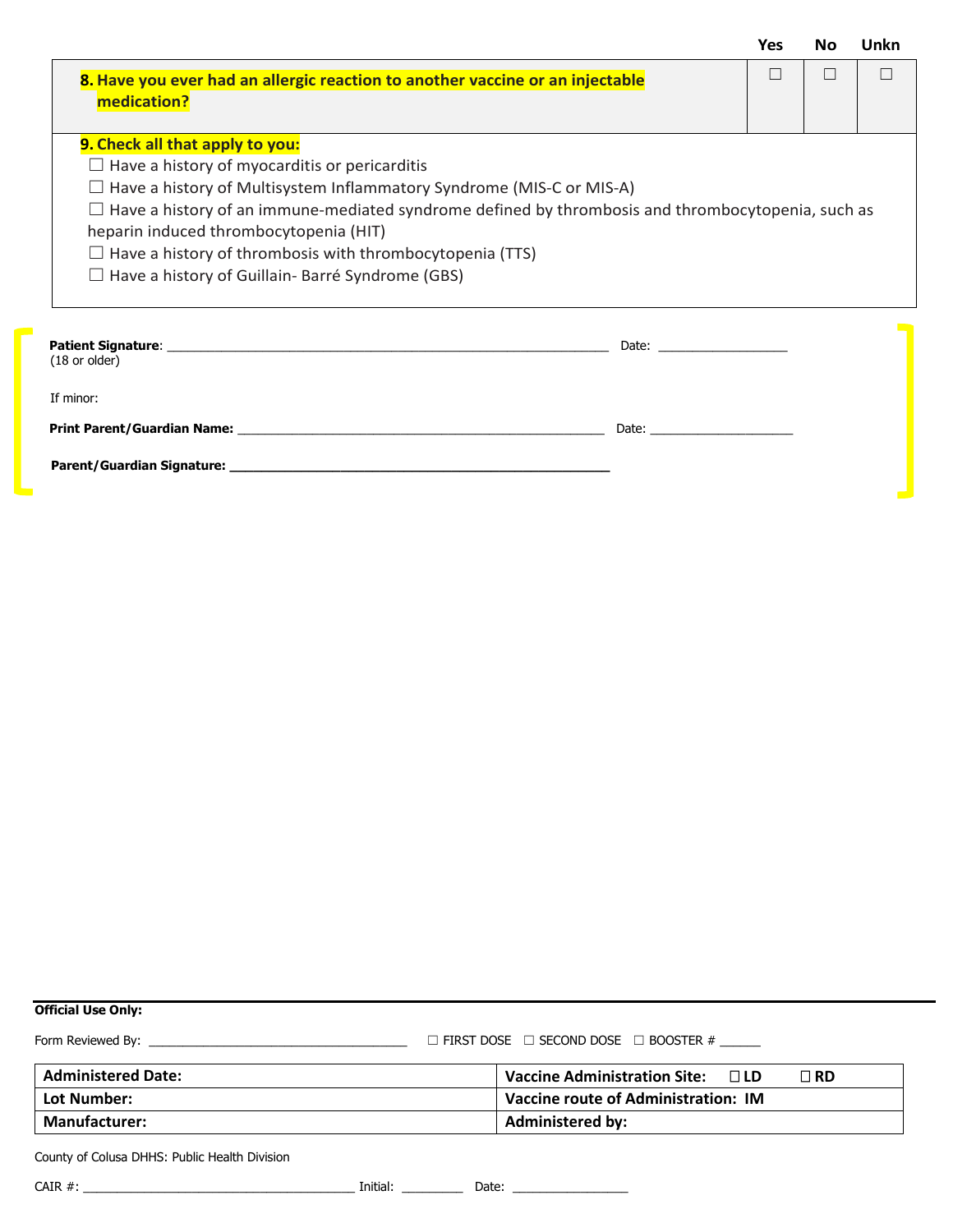| | Yes | No | Unkn |
|---|---|---|---|
| **8. Have you ever had an allergic reaction to another vaccine or an injectable medication?** | ☐ | ☐ | ☐ |

**9. Check all that apply to you:**

☐ Have a history of myocarditis or pericarditis
☐ Have a history of Multisystem Inflammatory Syndrome (MIS-C or MIS-A)
☐ Have a history of an immune-mediated syndrome defined by thrombosis and thrombocytopenia, such as heparin induced thrombocytopenia (HIT)
☐ Have a history of thrombosis with thrombocytopenia (TTS)
☐ Have a history of Guillain- Barré Syndrome (GBS)

**Patient Signature**: ____________________________________________ Date: ________________
(18 or older)

If minor:

**Print Parent/Guardian Name:** ____________________________________________ Date: ________________

**Parent/Guardian Signature:** ____________________________________________

**Official Use Only:**

Form Reviewed By: ________________________________ ☐ FIRST DOSE ☐ SECOND DOSE ☐ BOOSTER # ______

| | |
|---|---|
| **Administered Date:** | **Vaccine Administration Site:** ☐ **LD** ☐ **RD** |
| **Lot Number:** | **Vaccine route of Administration: IM** |
| **Manufacturer:** | **Administered by:** |

County of Colusa DHHS: Public Health Division

CAIR #: ________________________________ Initial: ________ Date: ______________